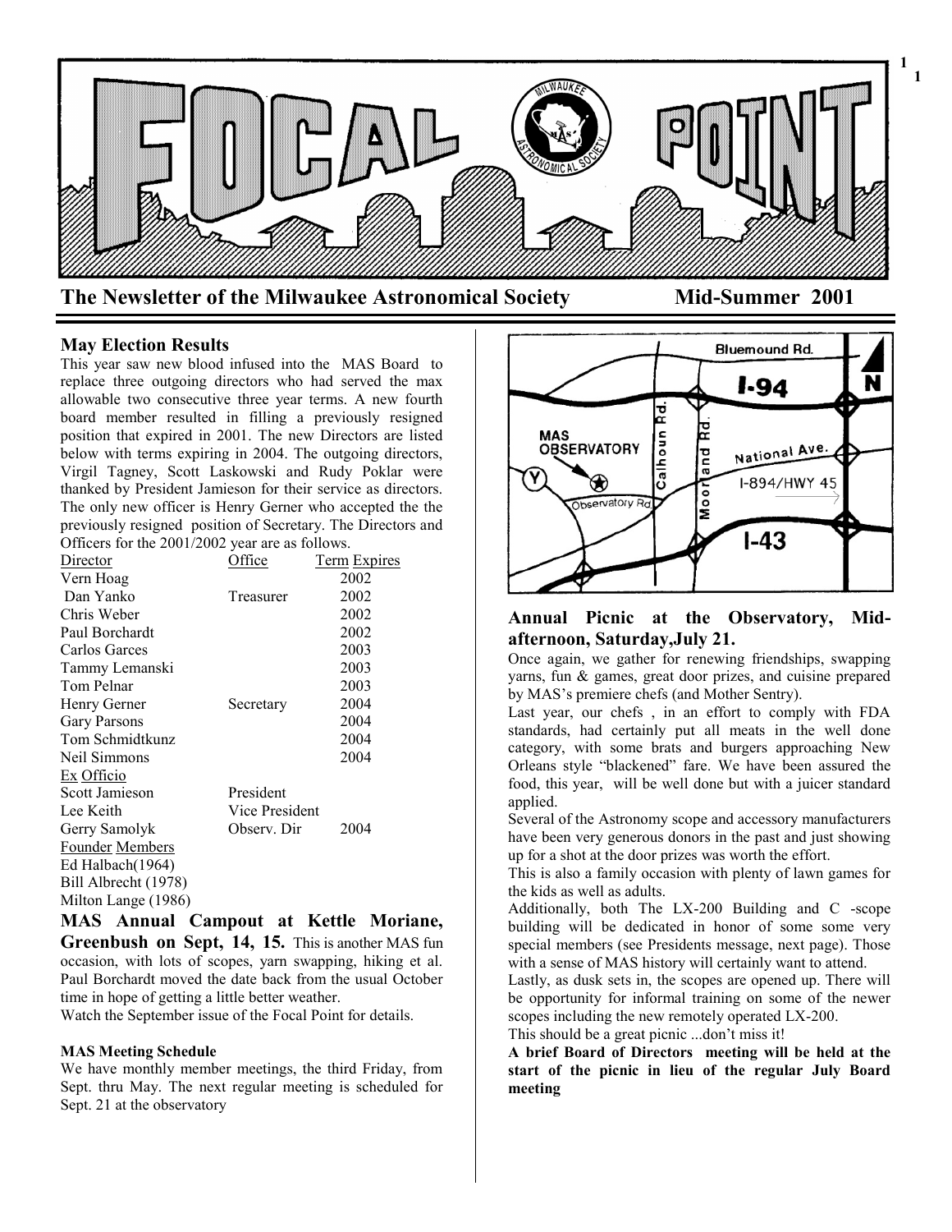# FOCAL POINT

**The Newsletter of the Milwaukee Astronomical Society** **Mid-Summer 2001**

## May Election Results

This year saw new blood infused into the MAS Board to replace three outgoing directors who had served the max allowable two consecutive three year terms. A new fourth board member resulted in filling a previously resigned position that expired in 2001. The new Directors are listed below with terms expiring in 2004. The outgoing directors, Virgil Tagney, Scott Laskowski and Rudy Poklar were thanked by President Jamieson for their service as directors. The only new officer is Henry Gerner who accepted the the previously resigned position of Secretary. The Directors and Officers for the 2001/2002 year are as follows.

| Director | Office | Term Expires |
|---|---|---|
| Vern Hoag | | 2002 |
| Dan Yanko | Treasurer | 2002 |
| Chris Weber | | 2002 |
| Paul Borchardt | | 2002 |
| Carlos Garces | | 2003 |
| Tammy Lemanski | | 2003 |
| Tom Pelnar | | 2003 |
| Henry Gerner | Secretary | 2004 |
| Gary Parsons | | 2004 |
| Tom Schmidtkunz | | 2004 |
| Neil Simmons | | 2004 |
| Ex Officio | | |
| Scott Jamieson | President | |
| Lee Keith | Vice President | |
| Gerry Samolyk | Observ. Dir | 2004 |
| Founder Members | | |
| Ed Halbach(1964) | | |
| Bill Albrecht (1978) | | |
| Milton Lange (1986) | | |

## MAS Annual Campout at Kettle Moriane, Greenbush on Sept, 14, 15.

This is another MAS fun occasion, with lots of scopes, yarn swapping, hiking et al. Paul Borchardt moved the date back from the usual October time in hope of getting a little better weather.

Watch the September issue of the Focal Point for details.

### MAS Meeting Schedule

We have monthly member meetings, the third Friday, from Sept. thru May. The next regular meeting is scheduled for Sept. 21 at the observatory

Bluemound Rd. I-94 N MAS OBSERVATORY Calhoun Rd. Moorland Rd. National Ave. I-894/HWY 45 Observatory Rd. I-43 Y

## Annual Picnic at the Observatory, Mid-afternoon, Saturday,July 21.

Once again, we gather for renewing friendships, swapping yarns, fun & games, great door prizes, and cuisine prepared by MAS's premiere chefs (and Mother Sentry).

Last year, our chefs , in an effort to comply with FDA standards, had certainly put all meats in the well done category, with some brats and burgers approaching New Orleans style "blackened" fare. We have been assured the food, this year, will be well done but with a juicer standard applied.

Several of the Astronomy scope and accessory manufacturers have been very generous donors in the past and just showing up for a shot at the door prizes was worth the effort.

This is also a family occasion with plenty of lawn games for the kids as well as adults.

Additionally, both The LX-200 Building and C -scope building will be dedicated in honor of some some very special members (see Presidents message, next page). Those with a sense of MAS history will certainly want to attend.

Lastly, as dusk sets in, the scopes are opened up. There will be opportunity for informal training on some of the newer scopes including the new remotely operated LX-200.

This should be a great picnic ...don't miss it!

**A brief Board of Directors meeting will be held at the start of the picnic in lieu of the regular July Board meeting**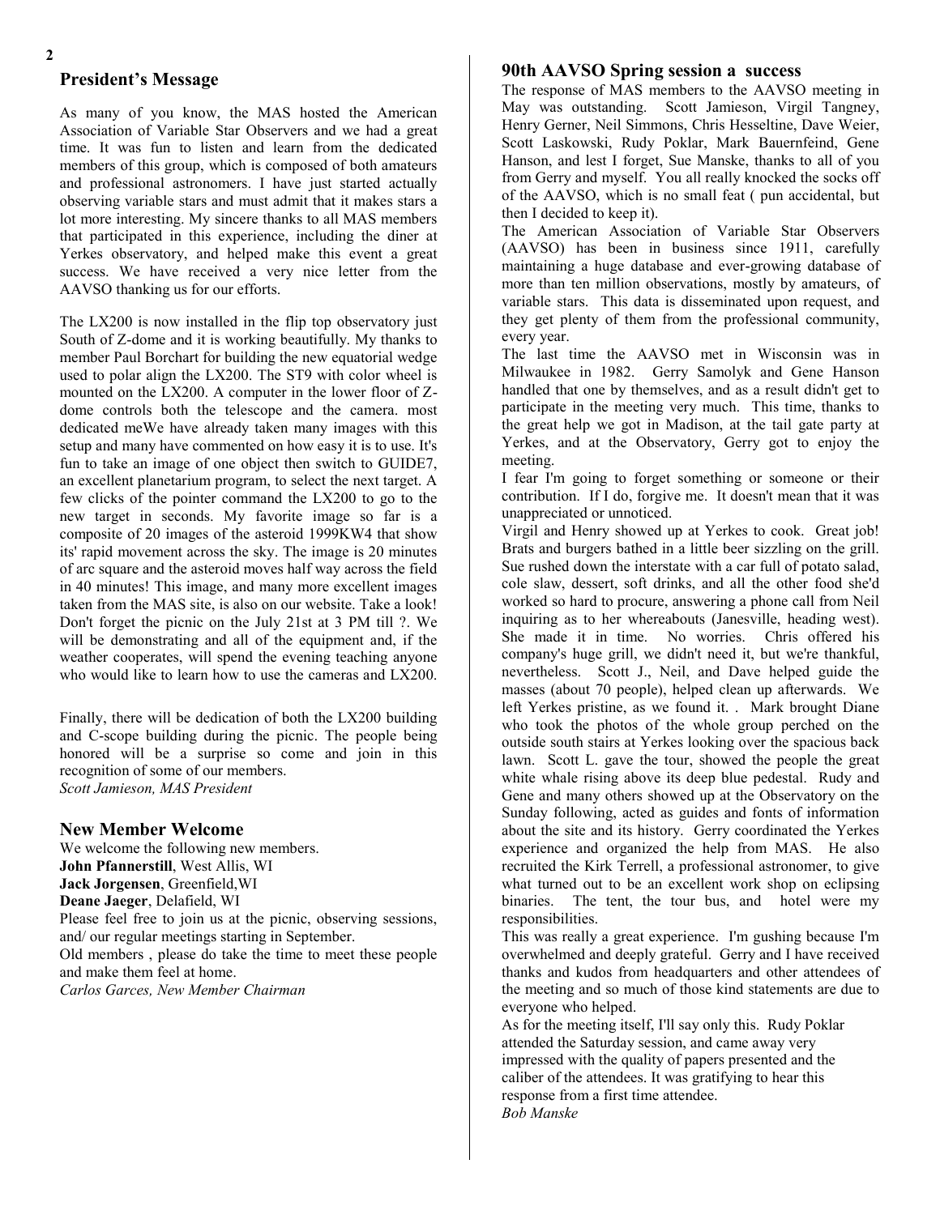## President's Message

As many of you know, the MAS hosted the American Association of Variable Star Observers and we had a great time. It was fun to listen and learn from the dedicated members of this group, which is composed of both amateurs and professional astronomers. I have just started actually observing variable stars and must admit that it makes stars a lot more interesting. My sincere thanks to all MAS members that participated in this experience, including the diner at Yerkes observatory, and helped make this event a great success. We have received a very nice letter from the AAVSO thanking us for our efforts.

The LX200 is now installed in the flip top observatory just South of Z-dome and it is working beautifully. My thanks to member Paul Borchart for building the new equatorial wedge used to polar align the LX200. The ST9 with color wheel is mounted on the LX200. A computer in the lower floor of Z-dome controls both the telescope and the camera. most dedicated meWe have already taken many images with this setup and many have commented on how easy it is to use. It's fun to take an image of one object then switch to GUIDE7, an excellent planetarium program, to select the next target. A few clicks of the pointer command the LX200 to go to the new target in seconds. My favorite image so far is a composite of 20 images of the asteroid 1999KW4 that show its' rapid movement across the sky. The image is 20 minutes of arc square and the asteroid moves half way across the field in 40 minutes! This image, and many more excellent images taken from the MAS site, is also on our website. Take a look! Don't forget the picnic on the July 21st at 3 PM till ?. We will be demonstrating and all of the equipment and, if the weather cooperates, will spend the evening teaching anyone who would like to learn how to use the cameras and LX200.

Finally, there will be dedication of both the LX200 building and C-scope building during the picnic. The people being honored will be a surprise so come and join in this recognition of some of our members.

*Scott Jamieson, MAS President*

## New Member Welcome

We welcome the following new members.

**John Pfannerstill**, West Allis, WI
**Jack Jorgensen**, Greenfield,WI
**Deane Jaeger**, Delafield, WI

Please feel free to join us at the picnic, observing sessions, and/ our regular meetings starting in September.

Old members , please do take the time to meet these people and make them feel at home.

*Carlos Garces, New Member Chairman*

## 90th AAVSO Spring session a success

The response of MAS members to the AAVSO meeting in May was outstanding. Scott Jamieson, Virgil Tangney, Henry Gerner, Neil Simmons, Chris Hesseltine, Dave Weier, Scott Laskowski, Rudy Poklar, Mark Bauernfeind, Gene Hanson, and lest I forget, Sue Manske, thanks to all of you from Gerry and myself. You all really knocked the socks off of the AAVSO, which is no small feat ( pun accidental, but then I decided to keep it).

The American Association of Variable Star Observers (AAVSO) has been in business since 1911, carefully maintaining a huge database and ever-growing database of more than ten million observations, mostly by amateurs, of variable stars. This data is disseminated upon request, and they get plenty of them from the professional community, every year.

The last time the AAVSO met in Wisconsin was in Milwaukee in 1982. Gerry Samolyk and Gene Hanson handled that one by themselves, and as a result didn't get to participate in the meeting very much. This time, thanks to the great help we got in Madison, at the tail gate party at Yerkes, and at the Observatory, Gerry got to enjoy the meeting.

I fear I'm going to forget something or someone or their contribution. If I do, forgive me. It doesn't mean that it was unappreciated or unnoticed.

Virgil and Henry showed up at Yerkes to cook. Great job! Brats and burgers bathed in a little beer sizzling on the grill. Sue rushed down the interstate with a car full of potato salad, cole slaw, dessert, soft drinks, and all the other food she'd worked so hard to procure, answering a phone call from Neil inquiring as to her whereabouts (Janesville, heading west). She made it in time. No worries. Chris offered his company's huge grill, we didn't need it, but we're thankful, nevertheless. Scott J., Neil, and Dave helped guide the masses (about 70 people), helped clean up afterwards. We left Yerkes pristine, as we found it. . Mark brought Diane who took the photos of the whole group perched on the outside south stairs at Yerkes looking over the spacious back lawn. Scott L. gave the tour, showed the people the great white whale rising above its deep blue pedestal. Rudy and Gene and many others showed up at the Observatory on the Sunday following, acted as guides and fonts of information about the site and its history. Gerry coordinated the Yerkes experience and organized the help from MAS. He also recruited the Kirk Terrell, a professional astronomer, to give what turned out to be an excellent work shop on eclipsing binaries. The tent, the tour bus, and hotel were my responsibilities.

This was really a great experience. I'm gushing because I'm overwhelmed and deeply grateful. Gerry and I have received thanks and kudos from headquarters and other attendees of the meeting and so much of those kind statements are due to everyone who helped.

As for the meeting itself, I'll say only this. Rudy Poklar attended the Saturday session, and came away very impressed with the quality of papers presented and the caliber of the attendees. It was gratifying to hear this response from a first time attendee.

*Bob Manske*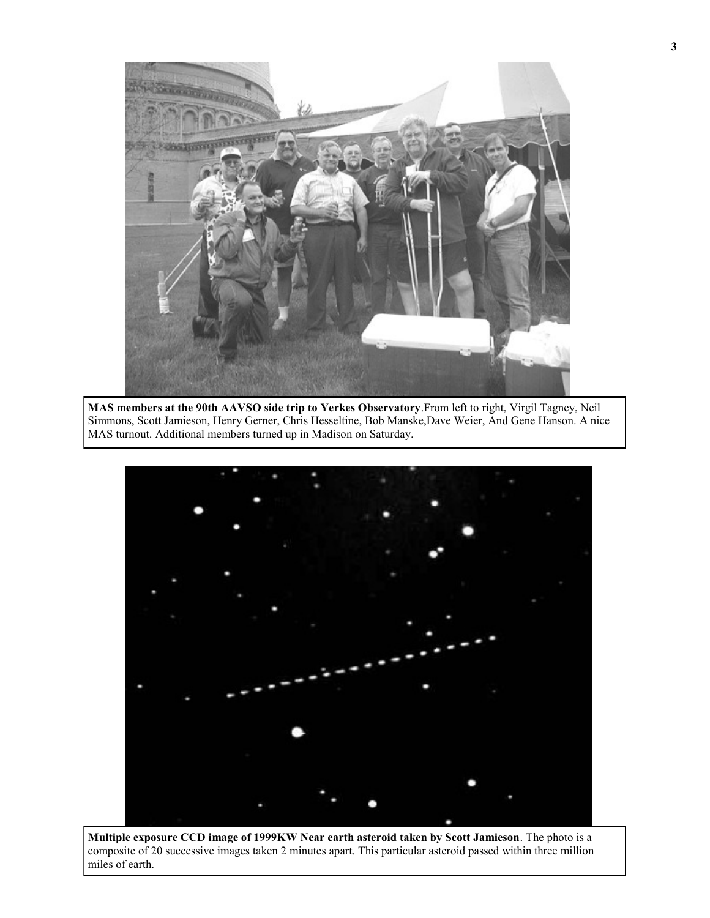**MAS members at the 90th AAVSO side trip to Yerkes Observatory**.From left to right, Virgil Tagney, Neil Simmons, Scott Jamieson, Henry Gerner, Chris Hesseltine, Bob Manske,Dave Weier, And Gene Hanson. A nice MAS turnout. Additional members turned up in Madison on Saturday.

**Multiple exposure CCD image of 1999KW Near earth asteroid taken by Scott Jamieson**. The photo is a composite of 20 successive images taken 2 minutes apart. This particular asteroid passed within three million miles of earth.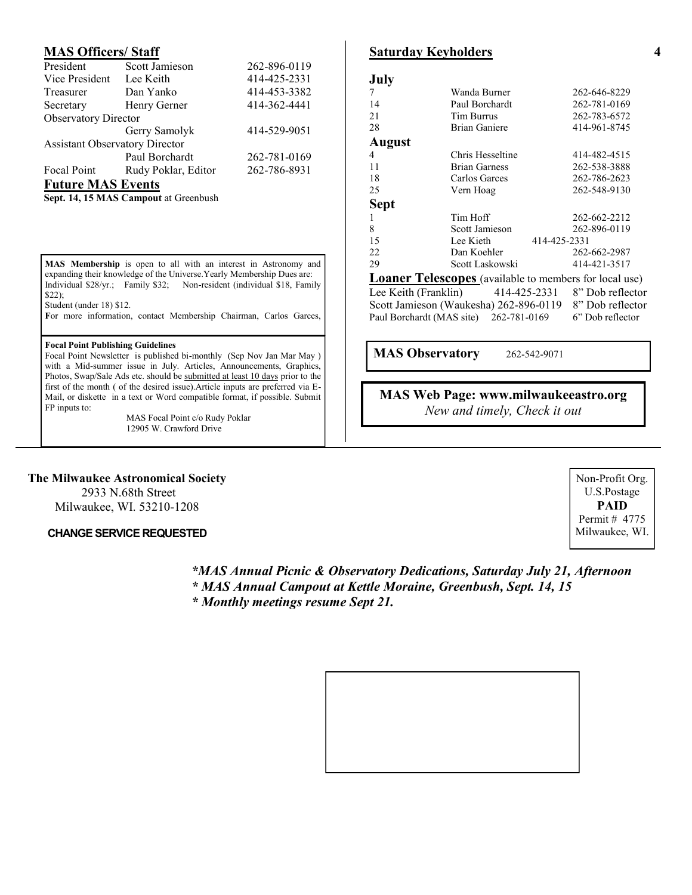## MAS Officers/ Staff

| | | |
|---|---|---|
| President | Scott Jamieson | 262-896-0119 |
| Vice President | Lee Keith | 414-425-2331 |
| Treasurer | Dan Yanko | 414-453-3382 |
| Secretary | Henry Gerner | 414-362-4441 |
| Observatory Director | | |
| | Gerry Samolyk | 414-529-9051 |
| Assistant Observatory Director | | |
| | Paul Borchardt | 262-781-0169 |
| Focal Point | Rudy Poklar, Editor | 262-786-8931 |

## Future MAS Events

**Sept. 14, 15 MAS Campout** at Greenbush

**MAS Membership** is open to all with an interest in Astronomy and expanding their knowledge of the Universe.Yearly Membership Dues are: Individual $28/yr.; Family $32; Non-resident (individual $18, Family $22);
Student (under 18) $12.
**F**or more information, contact Membership Chairman, Carlos Garces,

**Focal Point Publishing Guidelines**

Focal Point Newsletter is published bi-monthly (Sep Nov Jan Mar May ) with a Mid-summer issue in July. Articles, Announcements, Graphics, Photos, Swap/Sale Ads etc. should be submitted at least 10 days prior to the first of the month ( of the desired issue).Article inputs are preferred via E-Mail, or diskette in a text or Word compatible format, if possible. Submit FP inputs to:

MAS Focal Point c/o Rudy Poklar
12905 W. Crawford Drive

## Saturday Keyholders

| | | |
|---|---|---|
| **July** | | |
| 7 | Wanda Burner | 262-646-8229 |
| 14 | Paul Borchardt | 262-781-0169 |
| 21 | Tim Burrus | 262-783-6572 |
| 28 | Brian Ganiere | 414-961-8745 |
| **August** | | |
| 4 | Chris Hesseltine | 414-482-4515 |
| 11 | Brian Garness | 262-538-3888 |
| 18 | Carlos Garces | 262-786-2623 |
| 25 | Vern Hoag | 262-548-9130 |
| **Sept** | | |
| 1 | Tim Hoff | 262-662-2212 |
| 8 | Scott Jamieson | 262-896-0119 |
| 15 | Lee Kieth | 414-425-2331 |
| 22 | Dan Koehler | 262-662-2987 |
| 29 | Scott Laskowski | 414-421-3517 |

**Loaner Telescopes** (available to members for local use)

| | | |
|---|---|---|
| Lee Keith (Franklin) | 414-425-2331 | 8" Dob reflector |
| Scott Jamieson (Waukesha) | 262-896-0119 | 8" Dob reflector |
| Paul Borchardt (MAS site) | 262-781-0169 | 6" Dob reflector |

**MAS Observatory** 262-542-9071

**MAS Web Page: www.milwaukeeastro.org**
*New and timely, Check it out*

**The Milwaukee Astronomical Society**
2933 N.68th Street
Milwaukee, WI. 53210-1208

**CHANGE SERVICE REQUESTED**

Non-Profit Org.
U.S.Postage
**PAID**
Permit # 4775
Milwaukee, WI.

***MAS Annual Picnic & Observatory Dedications, Saturday July 21, Afternoon***
***\* MAS Annual Campout at Kettle Moraine, Greenbush, Sept. 14, 15***
***\* Monthly meetings resume Sept 21.***